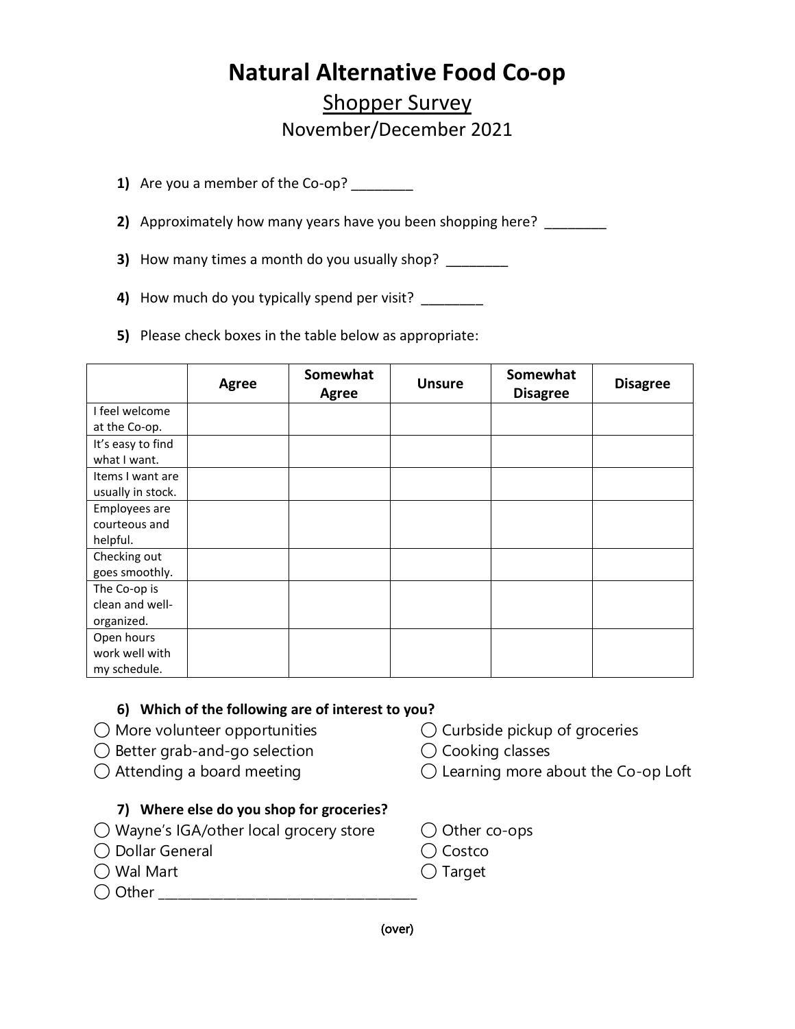# Natural Alternative Food Co-op

## Shopper Survey

November/December 2021

1) Are you a member of the Co-op? ________

2) Approximately how many years have you been shopping here? ________

3) How many times a month do you usually shop? ________

4) How much do you typically spend per visit? ________

5) Please check boxes in the table below as appropriate:

| | Agree | Somewhat Agree | Unsure | Somewhat Disagree | Disagree |
|---|---|---|---|---|---|
| I feel welcome at the Co-op. | | | | | |
| It's easy to find what I want. | | | | | |
| Items I want are usually in stock. | | | | | |
| Employees are courteous and helpful. | | | | | |
| Checking out goes smoothly. | | | | | |
| The Co-op is clean and well-organized. | | | | | |
| Open hours work well with my schedule. | | | | | |

**6) Which of the following are of interest to you?**

◯ More volunteer opportunities
◯ Better grab-and-go selection
◯ Attending a board meeting
◯ Curbside pickup of groceries
◯ Cooking classes
◯ Learning more about the Co-op Loft

**7) Where else do you shop for groceries?**

◯ Wayne's IGA/other local grocery store
◯ Dollar General
◯ Wal Mart
◯ Other ________________________________
◯ Other co-ops
◯ Costco
◯ Target

(over)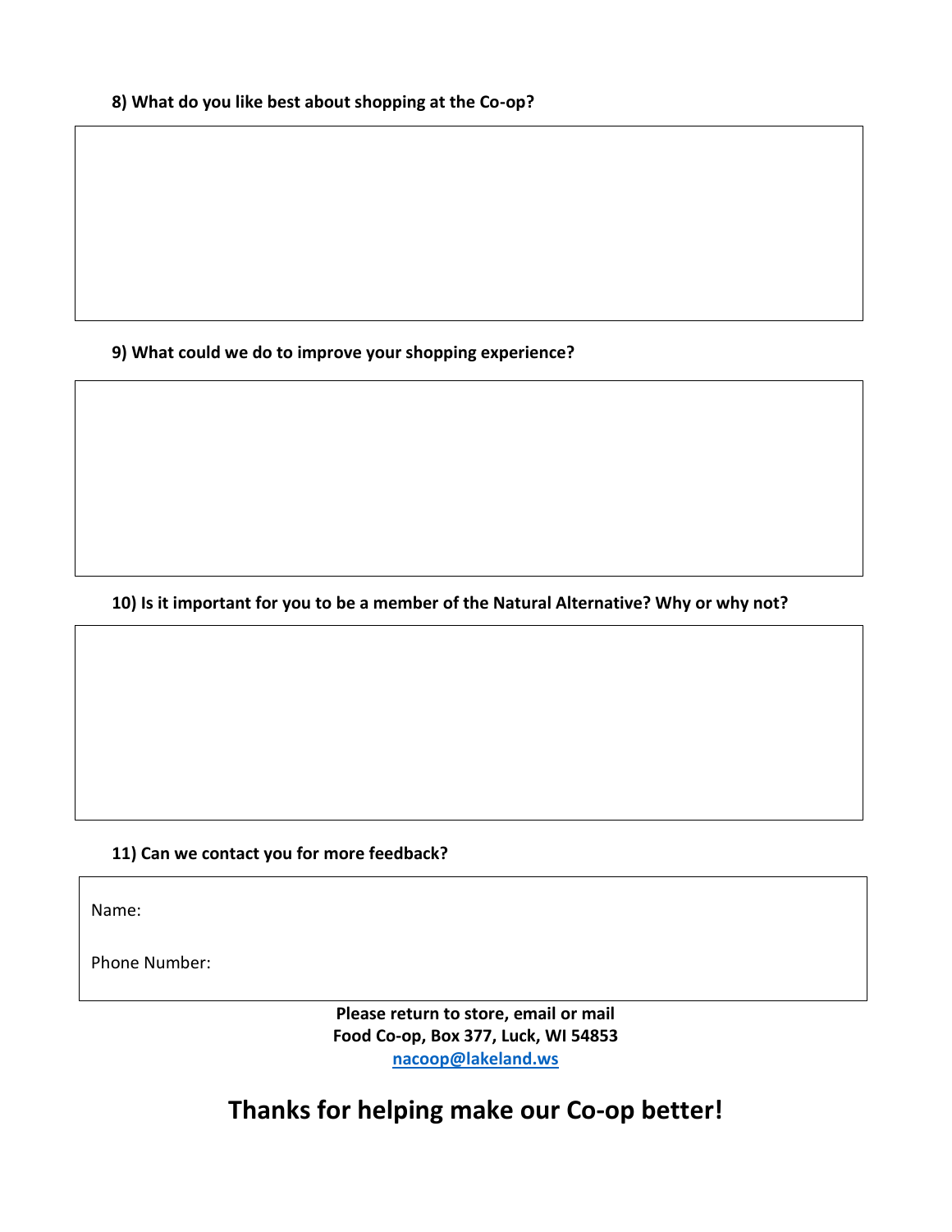**8) What do you like best about shopping at the Co-op?**

**9) What could we do to improve your shopping experience?**

**10) Is it important for you to be a member of the Natural Alternative? Why or why not?**

**11) Can we contact you for more feedback?**

Name:

Phone Number:

**Please return to store, email or mail**
**Food Co-op, Box 377, Luck, WI 54853**
**nacoop@lakeland.ws**

# Thanks for helping make our Co-op better!